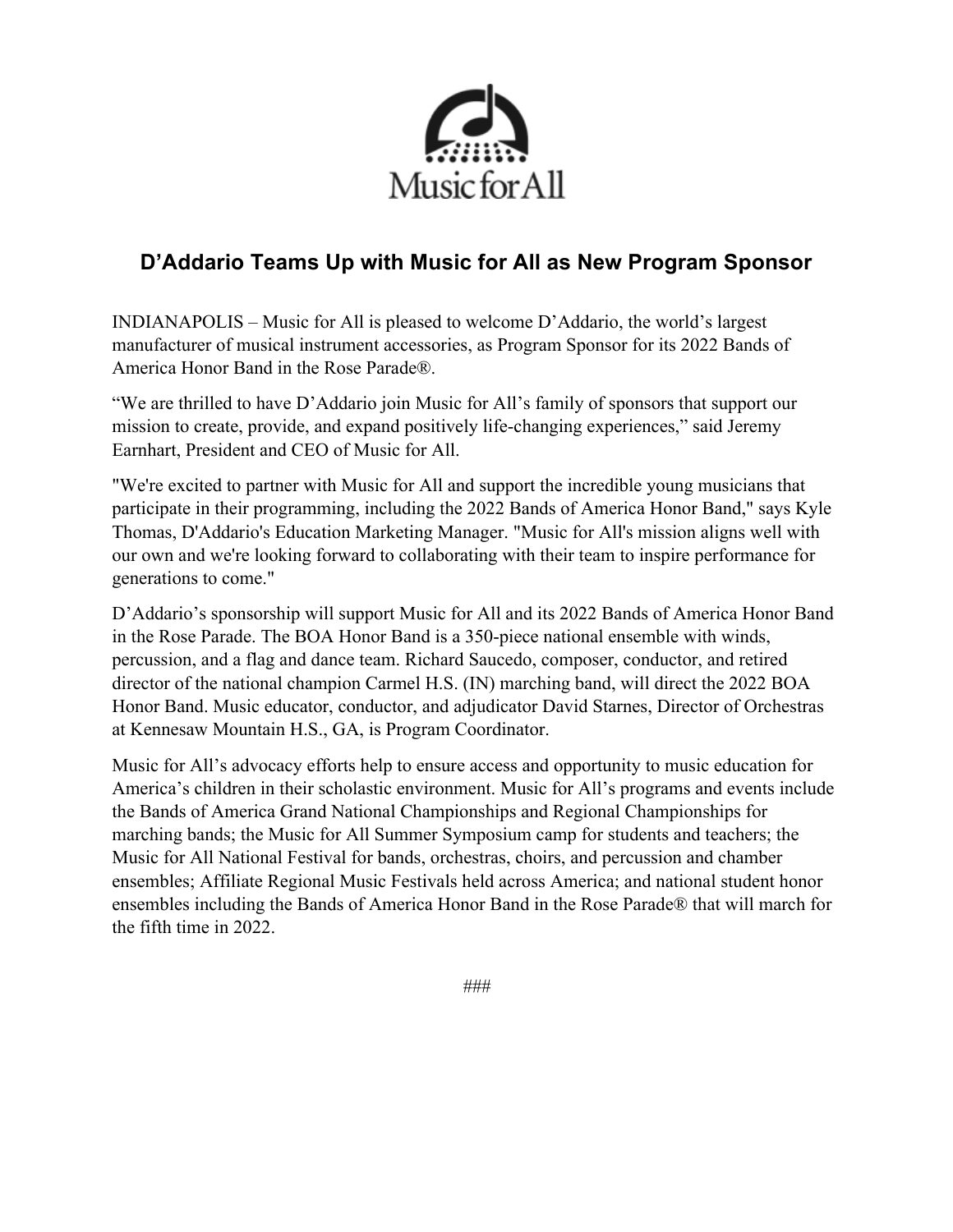Music for All

## D’Addario Teams Up with Music for All as New Program Sponsor

INDIANAPOLIS – Music for All is pleased to welcome D’Addario, the world’s largest manufacturer of musical instrument accessories, as Program Sponsor for its 2022 Bands of America Honor Band in the Rose Parade®.

“We are thrilled to have D’Addario join Music for All’s family of sponsors that support our mission to create, provide, and expand positively life-changing experiences,” said Jeremy Earnhart, President and CEO of Music for All.

"We're excited to partner with Music for All and support the incredible young musicians that participate in their programming, including the 2022 Bands of America Honor Band," says Kyle Thomas, D'Addario's Education Marketing Manager. "Music for All's mission aligns well with our own and we're looking forward to collaborating with their team to inspire performance for generations to come."

D’Addario’s sponsorship will support Music for All and its 2022 Bands of America Honor Band in the Rose Parade. The BOA Honor Band is a 350-piece national ensemble with winds, percussion, and a flag and dance team. Richard Saucedo, composer, conductor, and retired director of the national champion Carmel H.S. (IN) marching band, will direct the 2022 BOA Honor Band. Music educator, conductor, and adjudicator David Starnes, Director of Orchestras at Kennesaw Mountain H.S., GA, is Program Coordinator.

Music for All’s advocacy efforts help to ensure access and opportunity to music education for America’s children in their scholastic environment. Music for All’s programs and events include the Bands of America Grand National Championships and Regional Championships for marching bands; the Music for All Summer Symposium camp for students and teachers; the Music for All National Festival for bands, orchestras, choirs, and percussion and chamber ensembles; Affiliate Regional Music Festivals held across America; and national student honor ensembles including the Bands of America Honor Band in the Rose Parade® that will march for the fifth time in 2022.

###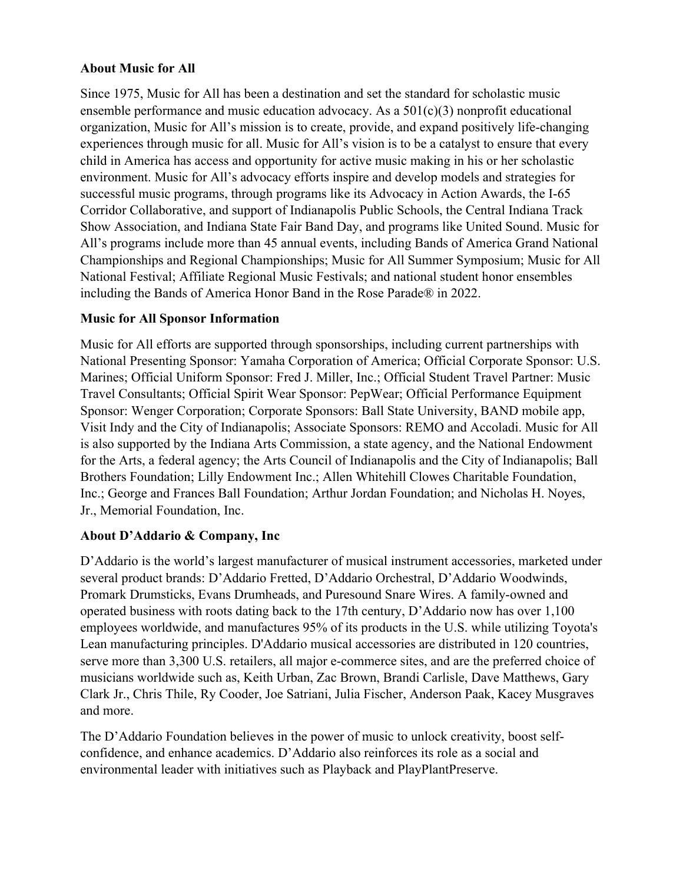**About Music for All**

Since 1975, Music for All has been a destination and set the standard for scholastic music ensemble performance and music education advocacy. As a 501(c)(3) nonprofit educational organization, Music for All's mission is to create, provide, and expand positively life-changing experiences through music for all. Music for All's vision is to be a catalyst to ensure that every child in America has access and opportunity for active music making in his or her scholastic environment. Music for All's advocacy efforts inspire and develop models and strategies for successful music programs, through programs like its Advocacy in Action Awards, the I-65 Corridor Collaborative, and support of Indianapolis Public Schools, the Central Indiana Track Show Association, and Indiana State Fair Band Day, and programs like United Sound. Music for All's programs include more than 45 annual events, including Bands of America Grand National Championships and Regional Championships; Music for All Summer Symposium; Music for All National Festival; Affiliate Regional Music Festivals; and national student honor ensembles including the Bands of America Honor Band in the Rose Parade® in 2022.

**Music for All Sponsor Information**

Music for All efforts are supported through sponsorships, including current partnerships with National Presenting Sponsor: Yamaha Corporation of America; Official Corporate Sponsor: U.S. Marines; Official Uniform Sponsor: Fred J. Miller, Inc.; Official Student Travel Partner: Music Travel Consultants; Official Spirit Wear Sponsor: PepWear; Official Performance Equipment Sponsor: Wenger Corporation; Corporate Sponsors: Ball State University, BAND mobile app, Visit Indy and the City of Indianapolis; Associate Sponsors: REMO and Accoladi. Music for All is also supported by the Indiana Arts Commission, a state agency, and the National Endowment for the Arts, a federal agency; the Arts Council of Indianapolis and the City of Indianapolis; Ball Brothers Foundation; Lilly Endowment Inc.; Allen Whitehill Clowes Charitable Foundation, Inc.; George and Frances Ball Foundation; Arthur Jordan Foundation; and Nicholas H. Noyes, Jr., Memorial Foundation, Inc.

**About D'Addario & Company, Inc**

D'Addario is the world's largest manufacturer of musical instrument accessories, marketed under several product brands: D'Addario Fretted, D'Addario Orchestral, D'Addario Woodwinds, Promark Drumsticks, Evans Drumheads, and Puresound Snare Wires. A family-owned and operated business with roots dating back to the 17th century, D'Addario now has over 1,100 employees worldwide, and manufactures 95% of its products in the U.S. while utilizing Toyota's Lean manufacturing principles. D'Addario musical accessories are distributed in 120 countries, serve more than 3,300 U.S. retailers, all major e-commerce sites, and are the preferred choice of musicians worldwide such as, Keith Urban, Zac Brown, Brandi Carlisle, Dave Matthews, Gary Clark Jr., Chris Thile, Ry Cooder, Joe Satriani, Julia Fischer, Anderson Paak, Kacey Musgraves and more.

The D'Addario Foundation believes in the power of music to unlock creativity, boost self-confidence, and enhance academics. D'Addario also reinforces its role as a social and environmental leader with initiatives such as Playback and PlayPlantPreserve.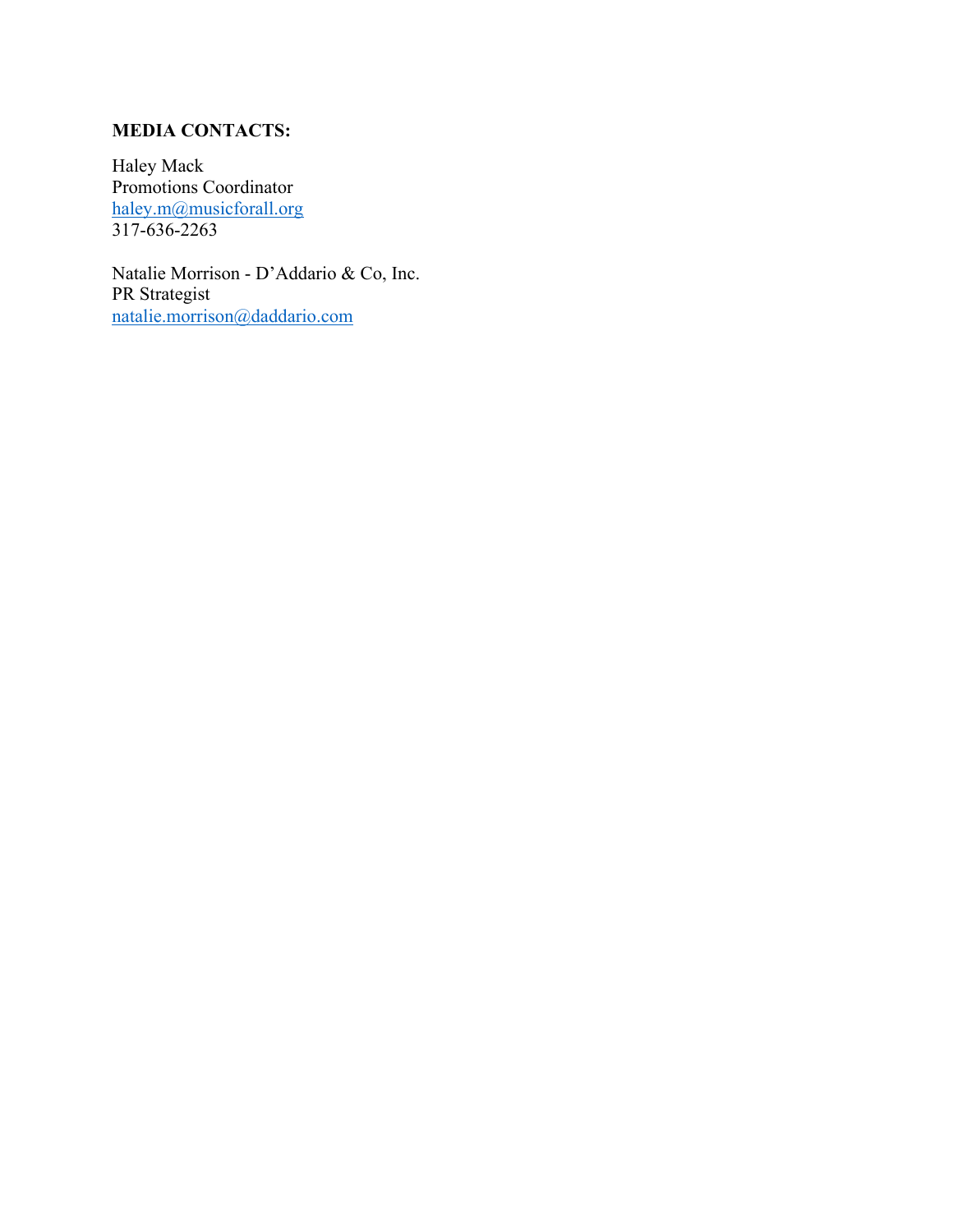**MEDIA CONTACTS:**

Haley Mack
Promotions Coordinator
haley.m@musicforall.org
317-636-2263

Natalie Morrison - D'Addario & Co, Inc.
PR Strategist
natalie.morrison@daddario.com